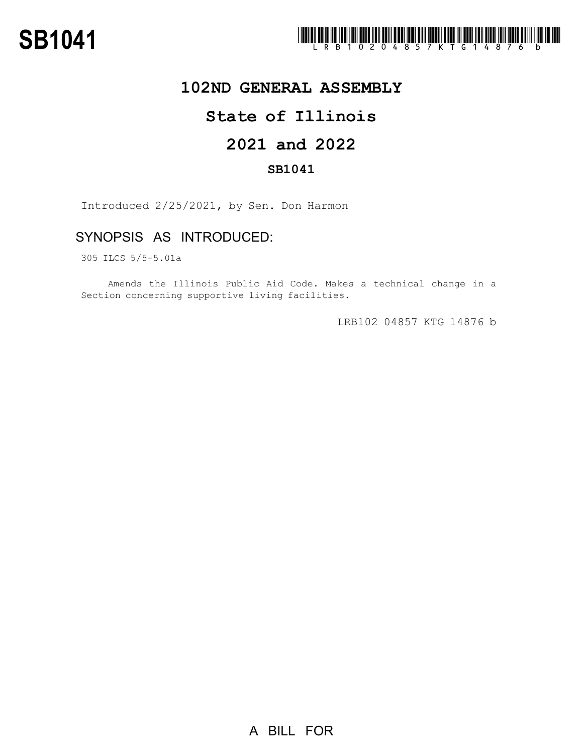# SB1041

## 102ND GENERAL ASSEMBLY

## State of Illinois

## 2021 and 2022

### SB1041

Introduced 2/25/2021, by Sen. Don Harmon

### SYNOPSIS AS INTRODUCED:

305 ILCS 5/5-5.01a

Amends the Illinois Public Aid Code. Makes a technical change in a Section concerning supportive living facilities.

LRB102 04857 KTG 14876 b

A BILL FOR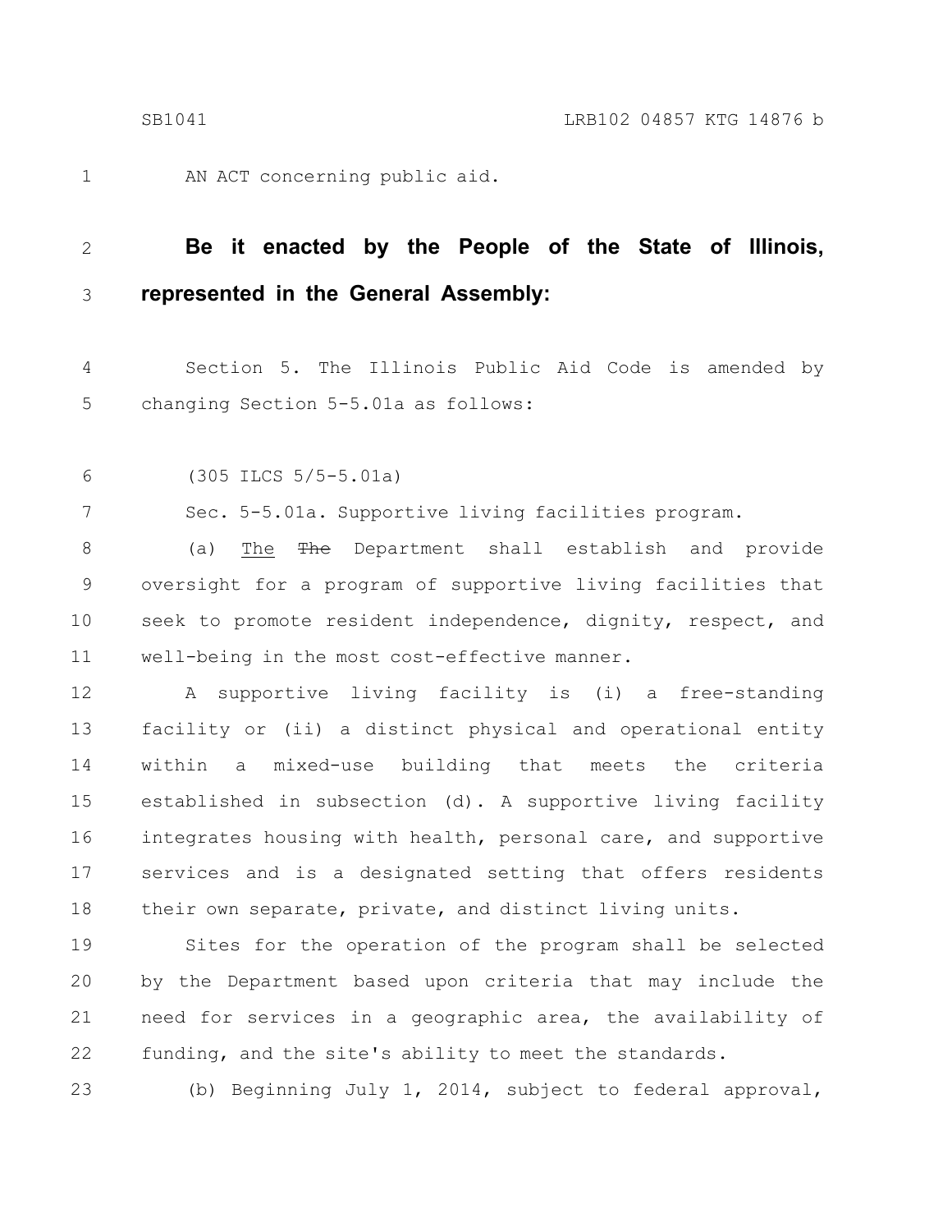AN ACT concerning public aid.

**Be it enacted by the People of the State of Illinois, represented in the General Assembly:**

Section 5. The Illinois Public Aid Code is amended by changing Section 5-5.01a as follows:

(305 ILCS 5/5-5.01a)

Sec. 5-5.01a. Supportive living facilities program.

(a) The ~~The~~ Department shall establish and provide oversight for a program of supportive living facilities that seek to promote resident independence, dignity, respect, and well-being in the most cost-effective manner.

A supportive living facility is (i) a free-standing facility or (ii) a distinct physical and operational entity within a mixed-use building that meets the criteria established in subsection (d). A supportive living facility integrates housing with health, personal care, and supportive services and is a designated setting that offers residents their own separate, private, and distinct living units.

Sites for the operation of the program shall be selected by the Department based upon criteria that may include the need for services in a geographic area, the availability of funding, and the site's ability to meet the standards.

(b) Beginning July 1, 2014, subject to federal approval,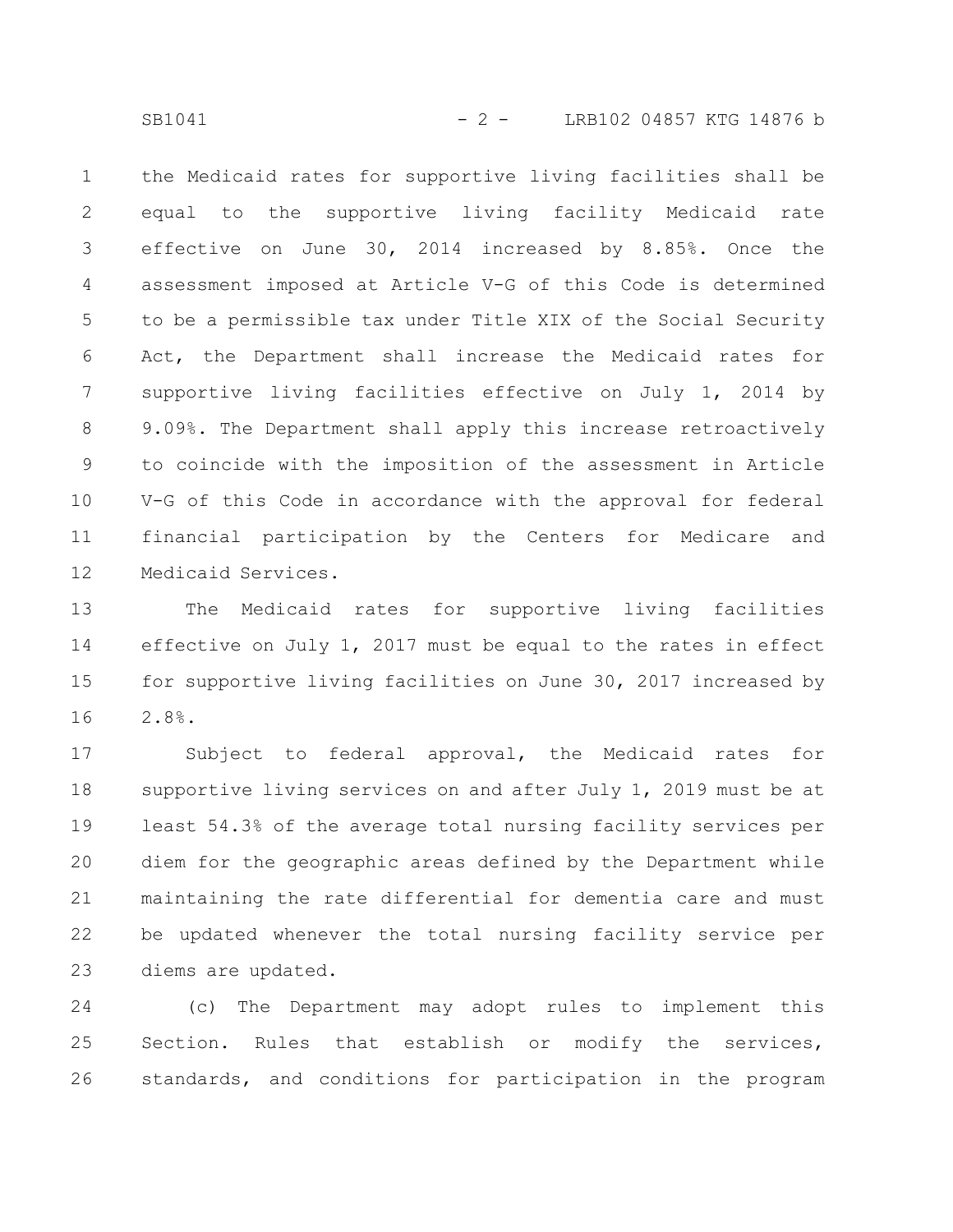the Medicaid rates for supportive living facilities shall be equal to the supportive living facility Medicaid rate effective on June 30, 2014 increased by 8.85%. Once the assessment imposed at Article V-G of this Code is determined to be a permissible tax under Title XIX of the Social Security Act, the Department shall increase the Medicaid rates for supportive living facilities effective on July 1, 2014 by 9.09%. The Department shall apply this increase retroactively to coincide with the imposition of the assessment in Article V-G of this Code in accordance with the approval for federal financial participation by the Centers for Medicare and Medicaid Services.

The Medicaid rates for supportive living facilities effective on July 1, 2017 must be equal to the rates in effect for supportive living facilities on June 30, 2017 increased by 2.8%.

Subject to federal approval, the Medicaid rates for supportive living services on and after July 1, 2019 must be at least 54.3% of the average total nursing facility services per diem for the geographic areas defined by the Department while maintaining the rate differential for dementia care and must be updated whenever the total nursing facility service per diems are updated.

(c) The Department may adopt rules to implement this Section. Rules that establish or modify the services, standards, and conditions for participation in the program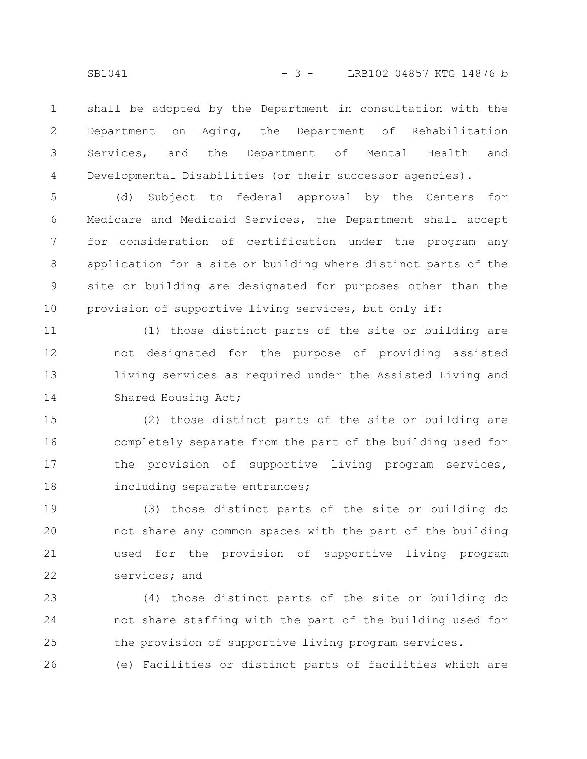shall be adopted by the Department in consultation with the Department on Aging, the Department of Rehabilitation Services, and the Department of Mental Health and Developmental Disabilities (or their successor agencies).

(d) Subject to federal approval by the Centers for Medicare and Medicaid Services, the Department shall accept for consideration of certification under the program any application for a site or building where distinct parts of the site or building are designated for purposes other than the provision of supportive living services, but only if:

(1) those distinct parts of the site or building are not designated for the purpose of providing assisted living services as required under the Assisted Living and Shared Housing Act;

(2) those distinct parts of the site or building are completely separate from the part of the building used for the provision of supportive living program services, including separate entrances;

(3) those distinct parts of the site or building do not share any common spaces with the part of the building used for the provision of supportive living program services; and

(4) those distinct parts of the site or building do not share staffing with the part of the building used for the provision of supportive living program services.

(e) Facilities or distinct parts of facilities which are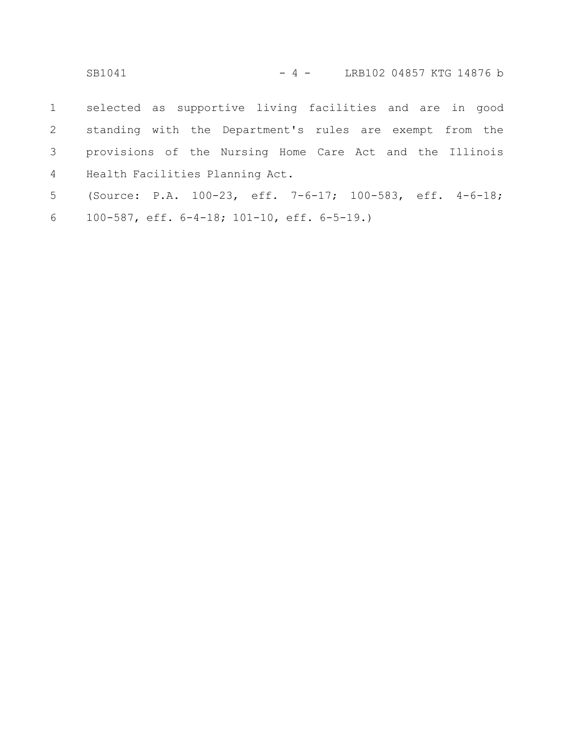selected as supportive living facilities and are in good standing with the Department's rules are exempt from the provisions of the Nursing Home Care Act and the Illinois Health Facilities Planning Act.

(Source: P.A. 100-23, eff. 7-6-17; 100-583, eff. 4-6-18; 100-587, eff. 6-4-18; 101-10, eff. 6-5-19.)